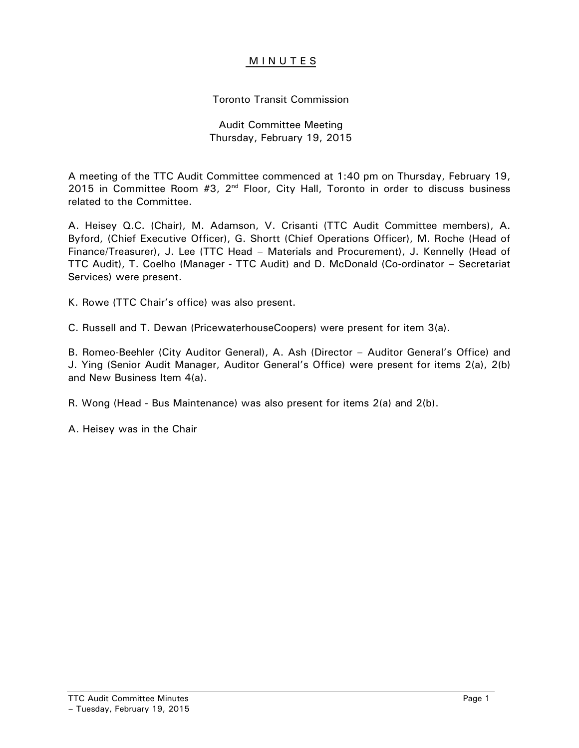# M I N U T E S

Toronto Transit Commission

Audit Committee Meeting
Thursday, February 19, 2015

A meeting of the TTC Audit Committee commenced at 1:40 pm on Thursday, February 19, 2015 in Committee Room #3, 2nd Floor, City Hall, Toronto in order to discuss business related to the Committee.

A. Heisey Q.C. (Chair), M. Adamson, V. Crisanti (TTC Audit Committee members), A. Byford, (Chief Executive Officer), G. Shortt (Chief Operations Officer), M. Roche (Head of Finance/Treasurer), J. Lee (TTC Head – Materials and Procurement), J. Kennelly (Head of TTC Audit), T. Coelho (Manager - TTC Audit) and D. McDonald (Co-ordinator – Secretariat Services) were present.

K. Rowe (TTC Chair's office) was also present.

C. Russell and T. Dewan (PricewaterhouseCoopers) were present for item 3(a).

B. Romeo-Beehler (City Auditor General), A. Ash (Director – Auditor General's Office) and J. Ying (Senior Audit Manager, Auditor General's Office) were present for items 2(a), 2(b) and New Business Item 4(a).

R. Wong (Head - Bus Maintenance) was also present for items 2(a) and 2(b).

A. Heisey was in the Chair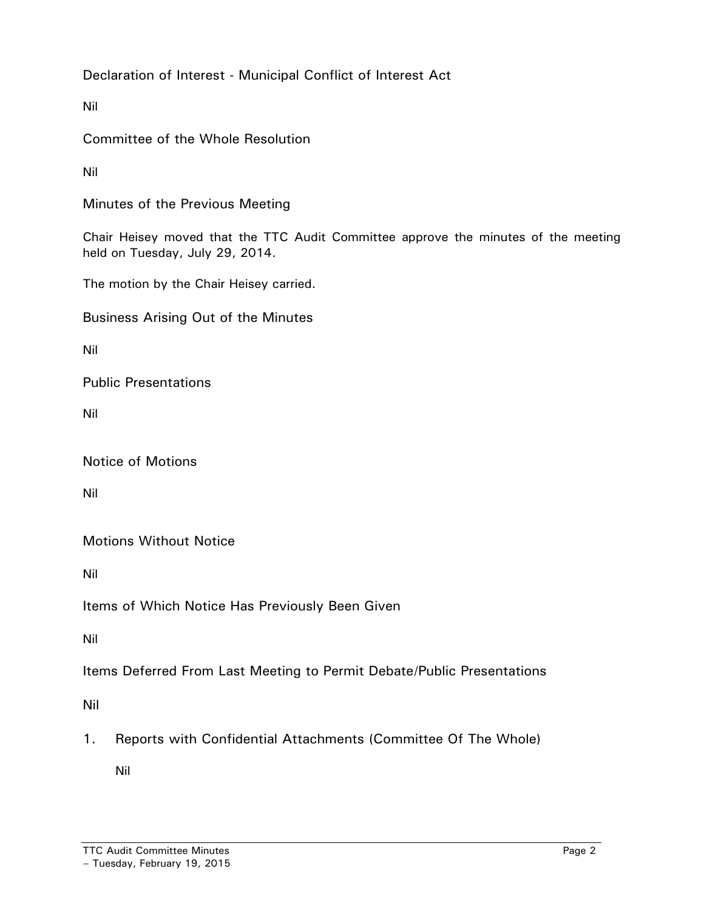## Declaration of Interest - Municipal Conflict of Interest Act

Nil

## Committee of the Whole Resolution

Nil

## Minutes of the Previous Meeting

Chair Heisey moved that the TTC Audit Committee approve the minutes of the meeting held on Tuesday, July 29, 2014.

The motion by the Chair Heisey carried.

## Business Arising Out of the Minutes

Nil

## Public Presentations

Nil

## Notice of Motions

Nil

## Motions Without Notice

Nil

## Items of Which Notice Has Previously Been Given

Nil

## Items Deferred From Last Meeting to Permit Debate/Public Presentations

Nil

1. Reports with Confidential Attachments (Committee Of The Whole)

   Nil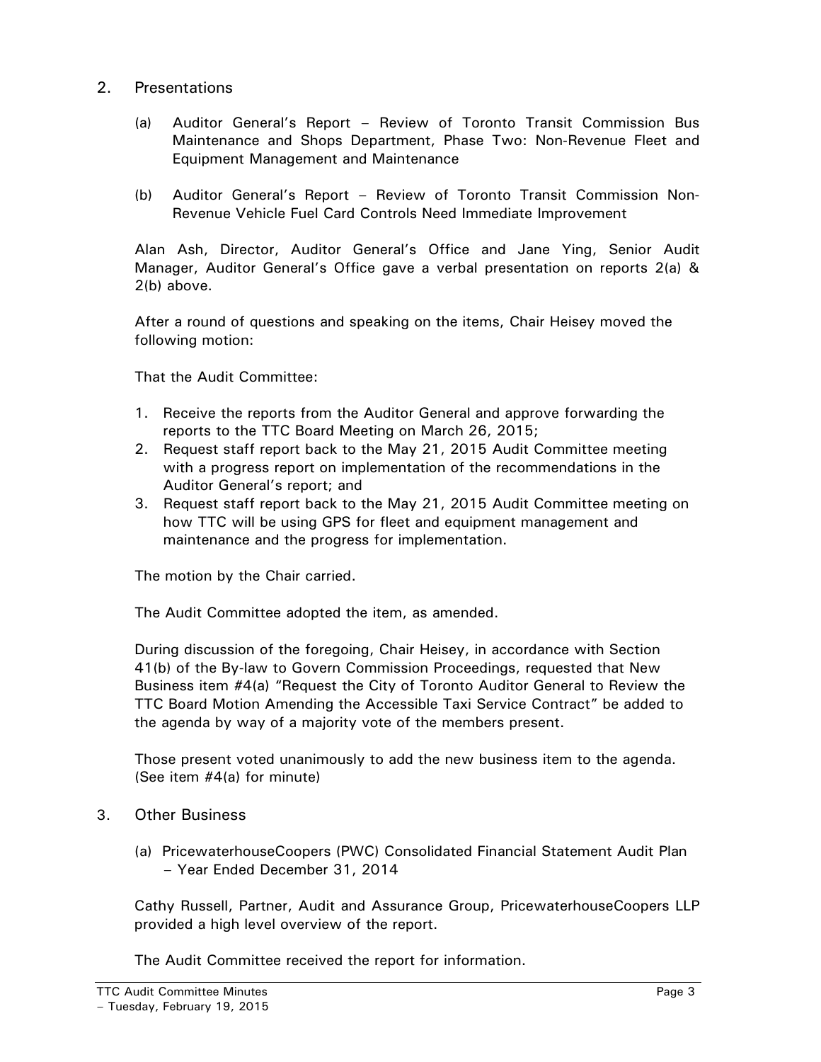## 2. Presentations

(a) Auditor General's Report – Review of Toronto Transit Commission Bus Maintenance and Shops Department, Phase Two: Non-Revenue Fleet and Equipment Management and Maintenance

(b) Auditor General's Report – Review of Toronto Transit Commission Non-Revenue Vehicle Fuel Card Controls Need Immediate Improvement

Alan Ash, Director, Auditor General's Office and Jane Ying, Senior Audit Manager, Auditor General's Office gave a verbal presentation on reports 2(a) & 2(b) above.

After a round of questions and speaking on the items, Chair Heisey moved the following motion:

That the Audit Committee:

1. Receive the reports from the Auditor General and approve forwarding the reports to the TTC Board Meeting on March 26, 2015;
2. Request staff report back to the May 21, 2015 Audit Committee meeting with a progress report on implementation of the recommendations in the Auditor General's report; and
3. Request staff report back to the May 21, 2015 Audit Committee meeting on how TTC will be using GPS for fleet and equipment management and maintenance and the progress for implementation.

The motion by the Chair carried.

The Audit Committee adopted the item, as amended.

During discussion of the foregoing, Chair Heisey, in accordance with Section 41(b) of the By-law to Govern Commission Proceedings, requested that New Business item #4(a) "Request the City of Toronto Auditor General to Review the TTC Board Motion Amending the Accessible Taxi Service Contract" be added to the agenda by way of a majority vote of the members present.

Those present voted unanimously to add the new business item to the agenda. (See item #4(a) for minute)

## 3. Other Business

(a) PricewaterhouseCoopers (PWC) Consolidated Financial Statement Audit Plan – Year Ended December 31, 2014

Cathy Russell, Partner, Audit and Assurance Group, PricewaterhouseCoopers LLP provided a high level overview of the report.

The Audit Committee received the report for information.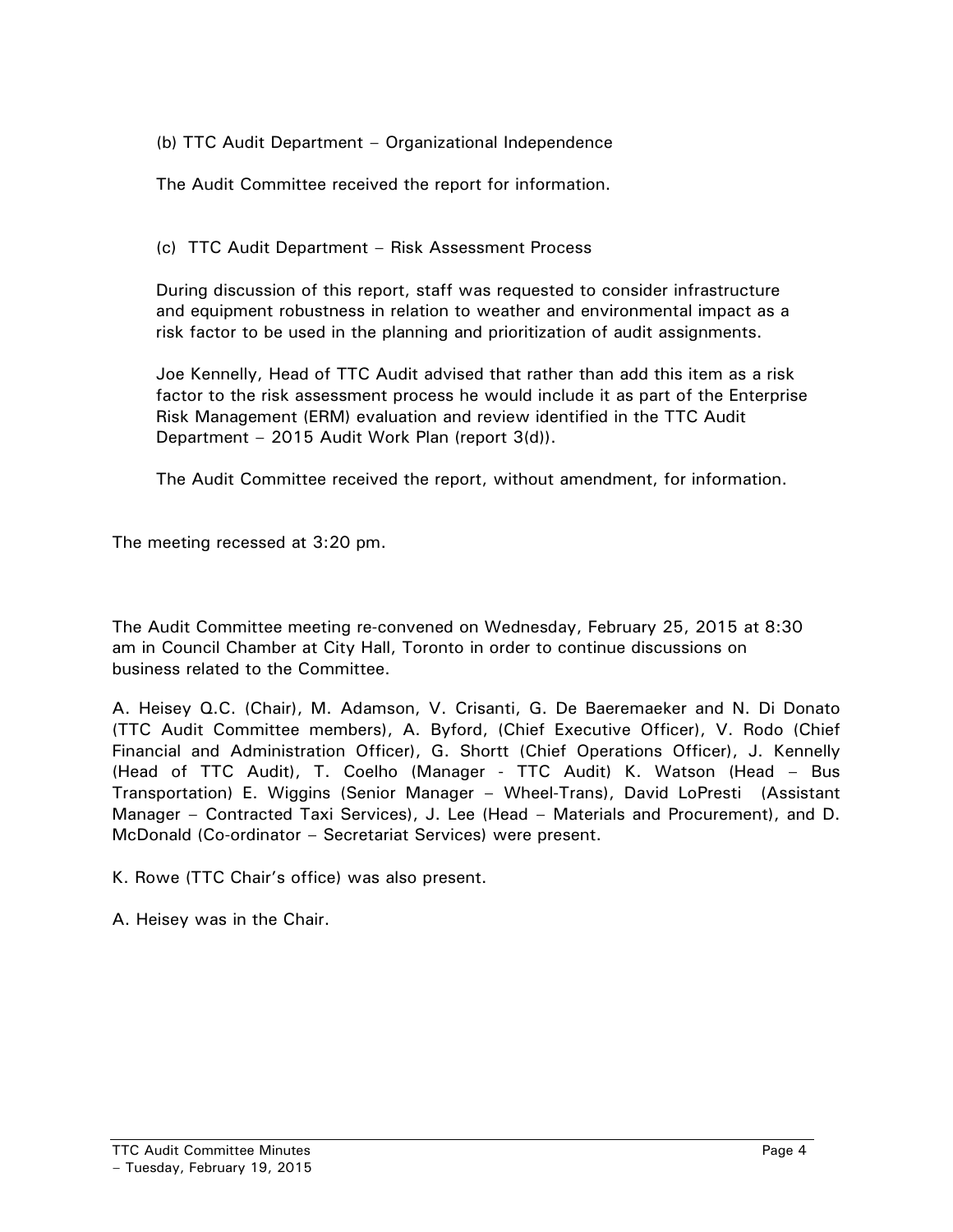(b) TTC Audit Department – Organizational Independence

The Audit Committee received the report for information.

(c) TTC Audit Department – Risk Assessment Process

During discussion of this report, staff was requested to consider infrastructure and equipment robustness in relation to weather and environmental impact as a risk factor to be used in the planning and prioritization of audit assignments.

Joe Kennelly, Head of TTC Audit advised that rather than add this item as a risk factor to the risk assessment process he would include it as part of the Enterprise Risk Management (ERM) evaluation and review identified in the TTC Audit Department – 2015 Audit Work Plan (report 3(d)).

The Audit Committee received the report, without amendment, for information.

The meeting recessed at 3:20 pm.

The Audit Committee meeting re-convened on Wednesday, February 25, 2015 at 8:30 am in Council Chamber at City Hall, Toronto in order to continue discussions on business related to the Committee.

A. Heisey Q.C. (Chair), M. Adamson, V. Crisanti, G. De Baeremaeker and N. Di Donato (TTC Audit Committee members), A. Byford, (Chief Executive Officer), V. Rodo (Chief Financial and Administration Officer), G. Shortt (Chief Operations Officer), J. Kennelly (Head of TTC Audit), T. Coelho (Manager - TTC Audit) K. Watson (Head – Bus Transportation) E. Wiggins (Senior Manager – Wheel-Trans), David LoPresti (Assistant Manager – Contracted Taxi Services), J. Lee (Head – Materials and Procurement), and D. McDonald (Co-ordinator – Secretariat Services) were present.

K. Rowe (TTC Chair's office) was also present.

A. Heisey was in the Chair.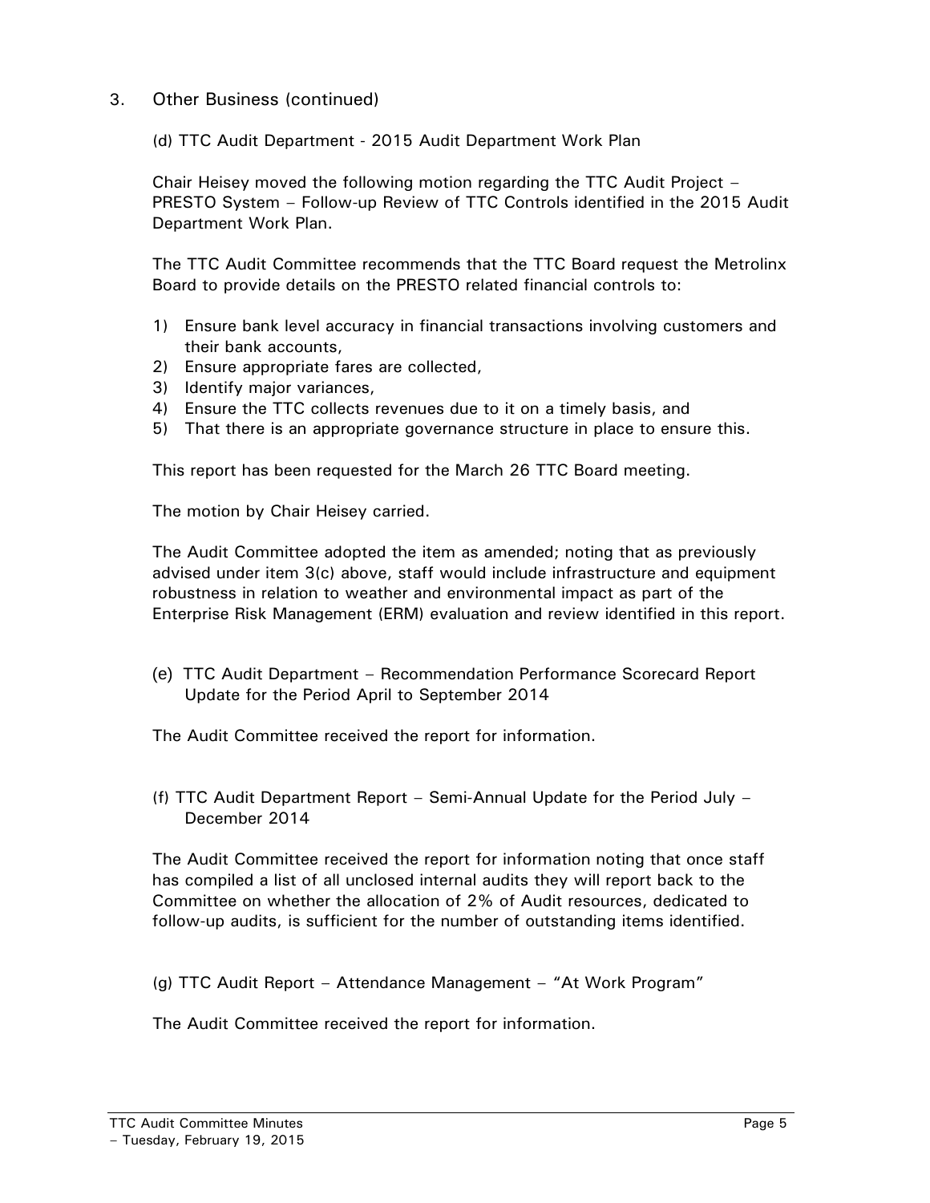3. Other Business (continued)

(d) TTC Audit Department - 2015 Audit Department Work Plan

Chair Heisey moved the following motion regarding the TTC Audit Project – PRESTO System – Follow-up Review of TTC Controls identified in the 2015 Audit Department Work Plan.

The TTC Audit Committee recommends that the TTC Board request the Metrolinx Board to provide details on the PRESTO related financial controls to:

1) Ensure bank level accuracy in financial transactions involving customers and their bank accounts,
2) Ensure appropriate fares are collected,
3) Identify major variances,
4) Ensure the TTC collects revenues due to it on a timely basis, and
5) That there is an appropriate governance structure in place to ensure this.

This report has been requested for the March 26 TTC Board meeting.

The motion by Chair Heisey carried.

The Audit Committee adopted the item as amended; noting that as previously advised under item 3(c) above, staff would include infrastructure and equipment robustness in relation to weather and environmental impact as part of the Enterprise Risk Management (ERM) evaluation and review identified in this report.

(e) TTC Audit Department – Recommendation Performance Scorecard Report Update for the Period April to September 2014

The Audit Committee received the report for information.

(f) TTC Audit Department Report – Semi-Annual Update for the Period July – December 2014

The Audit Committee received the report for information noting that once staff has compiled a list of all unclosed internal audits they will report back to the Committee on whether the allocation of 2% of Audit resources, dedicated to follow-up audits, is sufficient for the number of outstanding items identified.

(g) TTC Audit Report – Attendance Management – "At Work Program"

The Audit Committee received the report for information.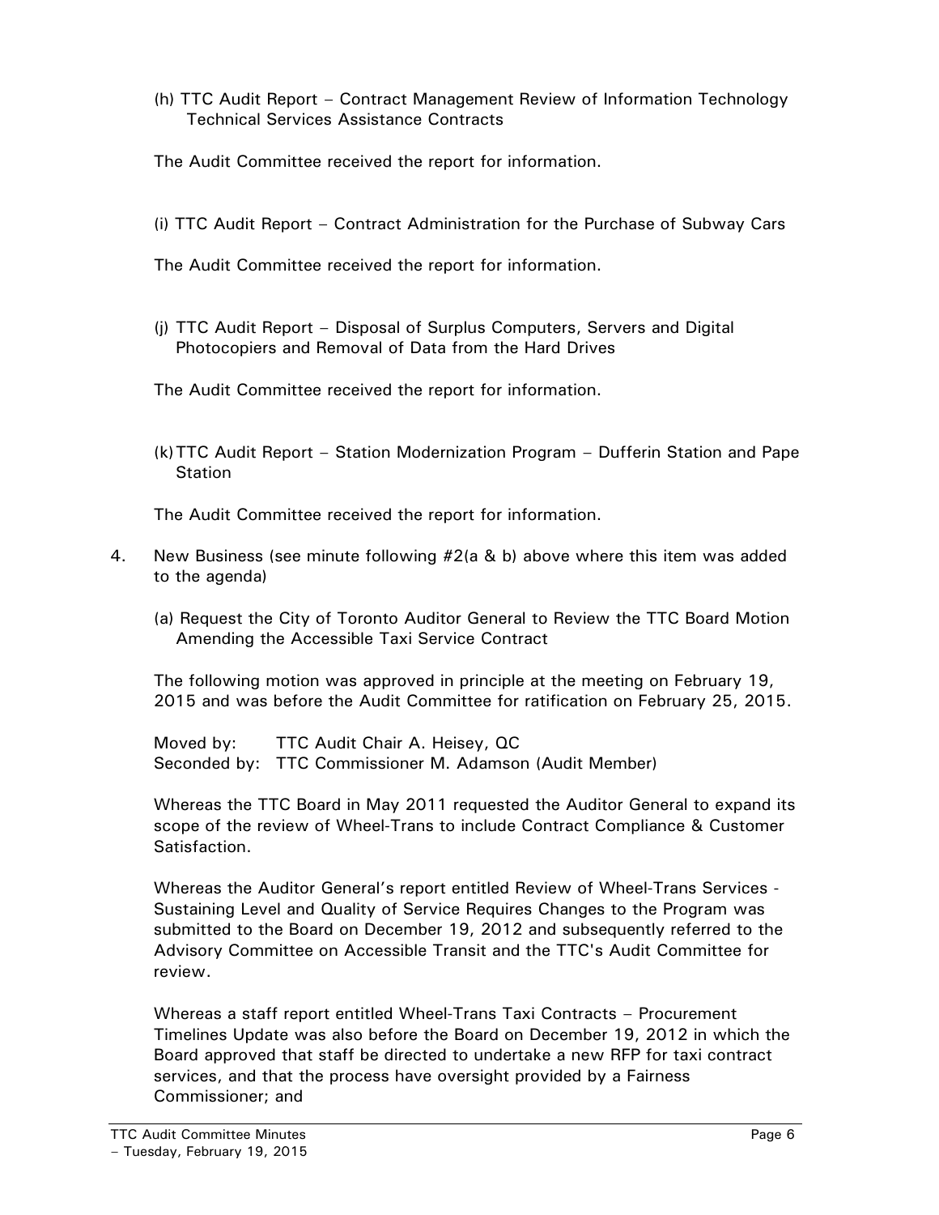(h) TTC Audit Report – Contract Management Review of Information Technology Technical Services Assistance Contracts

The Audit Committee received the report for information.

(i) TTC Audit Report – Contract Administration for the Purchase of Subway Cars

The Audit Committee received the report for information.

(j) TTC Audit Report – Disposal of Surplus Computers, Servers and Digital Photocopiers and Removal of Data from the Hard Drives

The Audit Committee received the report for information.

(k) TTC Audit Report – Station Modernization Program – Dufferin Station and Pape Station

The Audit Committee received the report for information.

4. New Business (see minute following #2(a & b) above where this item was added to the agenda)

(a) Request the City of Toronto Auditor General to Review the TTC Board Motion Amending the Accessible Taxi Service Contract

The following motion was approved in principle at the meeting on February 19, 2015 and was before the Audit Committee for ratification on February 25, 2015.

Moved by: TTC Audit Chair A. Heisey, QC
Seconded by: TTC Commissioner M. Adamson (Audit Member)

Whereas the TTC Board in May 2011 requested the Auditor General to expand its scope of the review of Wheel-Trans to include Contract Compliance & Customer Satisfaction.

Whereas the Auditor General's report entitled Review of Wheel-Trans Services - Sustaining Level and Quality of Service Requires Changes to the Program was submitted to the Board on December 19, 2012 and subsequently referred to the Advisory Committee on Accessible Transit and the TTC's Audit Committee for review.

Whereas a staff report entitled Wheel-Trans Taxi Contracts – Procurement Timelines Update was also before the Board on December 19, 2012 in which the Board approved that staff be directed to undertake a new RFP for taxi contract services, and that the process have oversight provided by a Fairness Commissioner; and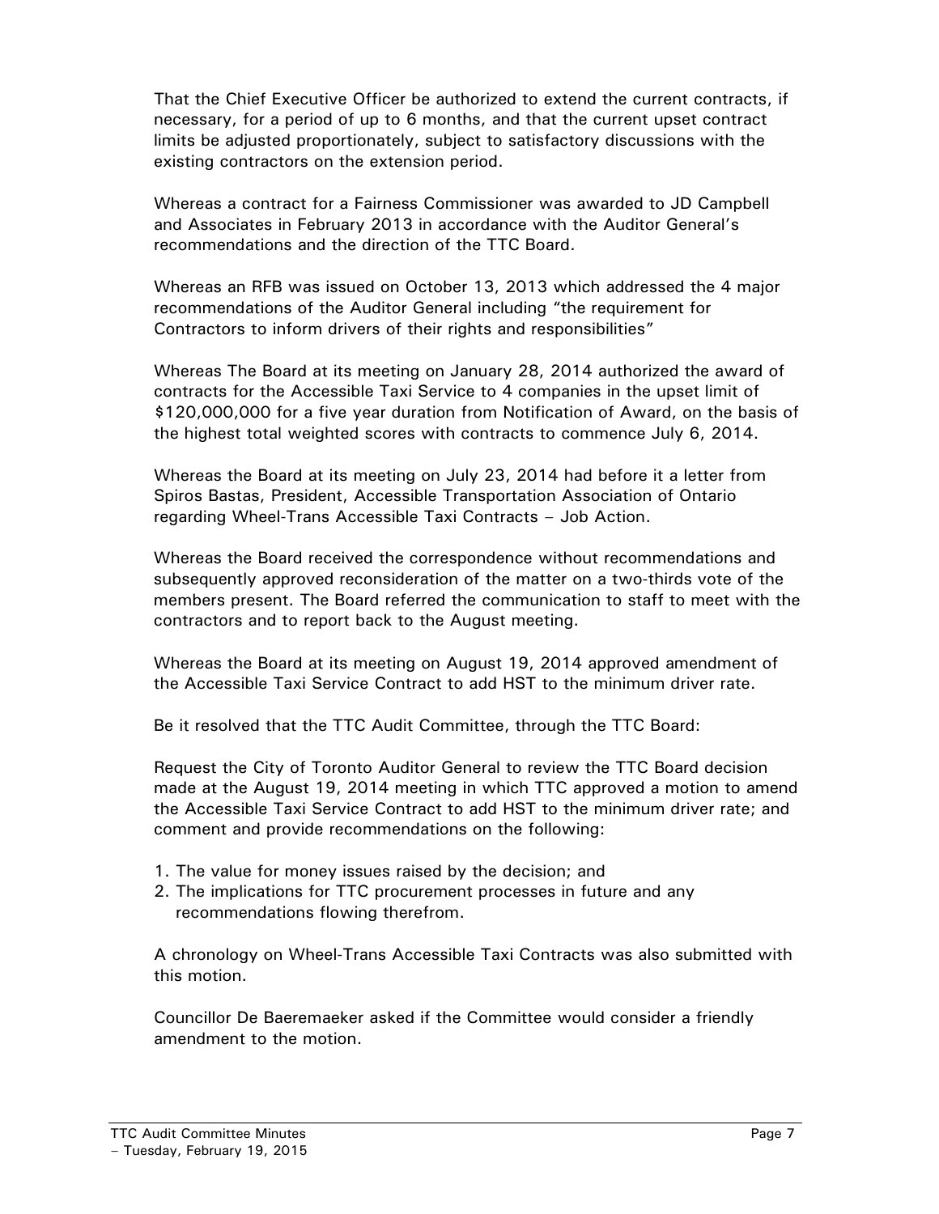That the Chief Executive Officer be authorized to extend the current contracts, if necessary, for a period of up to 6 months, and that the current upset contract limits be adjusted proportionately, subject to satisfactory discussions with the existing contractors on the extension period.

Whereas a contract for a Fairness Commissioner was awarded to JD Campbell and Associates in February 2013 in accordance with the Auditor General's recommendations and the direction of the TTC Board.

Whereas an RFB was issued on October 13, 2013 which addressed the 4 major recommendations of the Auditor General including "the requirement for Contractors to inform drivers of their rights and responsibilities"

Whereas The Board at its meeting on January 28, 2014 authorized the award of contracts for the Accessible Taxi Service to 4 companies in the upset limit of $120,000,000 for a five year duration from Notification of Award, on the basis of the highest total weighted scores with contracts to commence July 6, 2014.

Whereas the Board at its meeting on July 23, 2014 had before it a letter from Spiros Bastas, President, Accessible Transportation Association of Ontario regarding Wheel-Trans Accessible Taxi Contracts – Job Action.

Whereas the Board received the correspondence without recommendations and subsequently approved reconsideration of the matter on a two-thirds vote of the members present. The Board referred the communication to staff to meet with the contractors and to report back to the August meeting.

Whereas the Board at its meeting on August 19, 2014 approved amendment of the Accessible Taxi Service Contract to add HST to the minimum driver rate.

Be it resolved that the TTC Audit Committee, through the TTC Board:

Request the City of Toronto Auditor General to review the TTC Board decision made at the August 19, 2014 meeting in which TTC approved a motion to amend the Accessible Taxi Service Contract to add HST to the minimum driver rate; and comment and provide recommendations on the following:

1. The value for money issues raised by the decision; and
2. The implications for TTC procurement processes in future and any recommendations flowing therefrom.

A chronology on Wheel-Trans Accessible Taxi Contracts was also submitted with this motion.

Councillor De Baeremaeker asked if the Committee would consider a friendly amendment to the motion.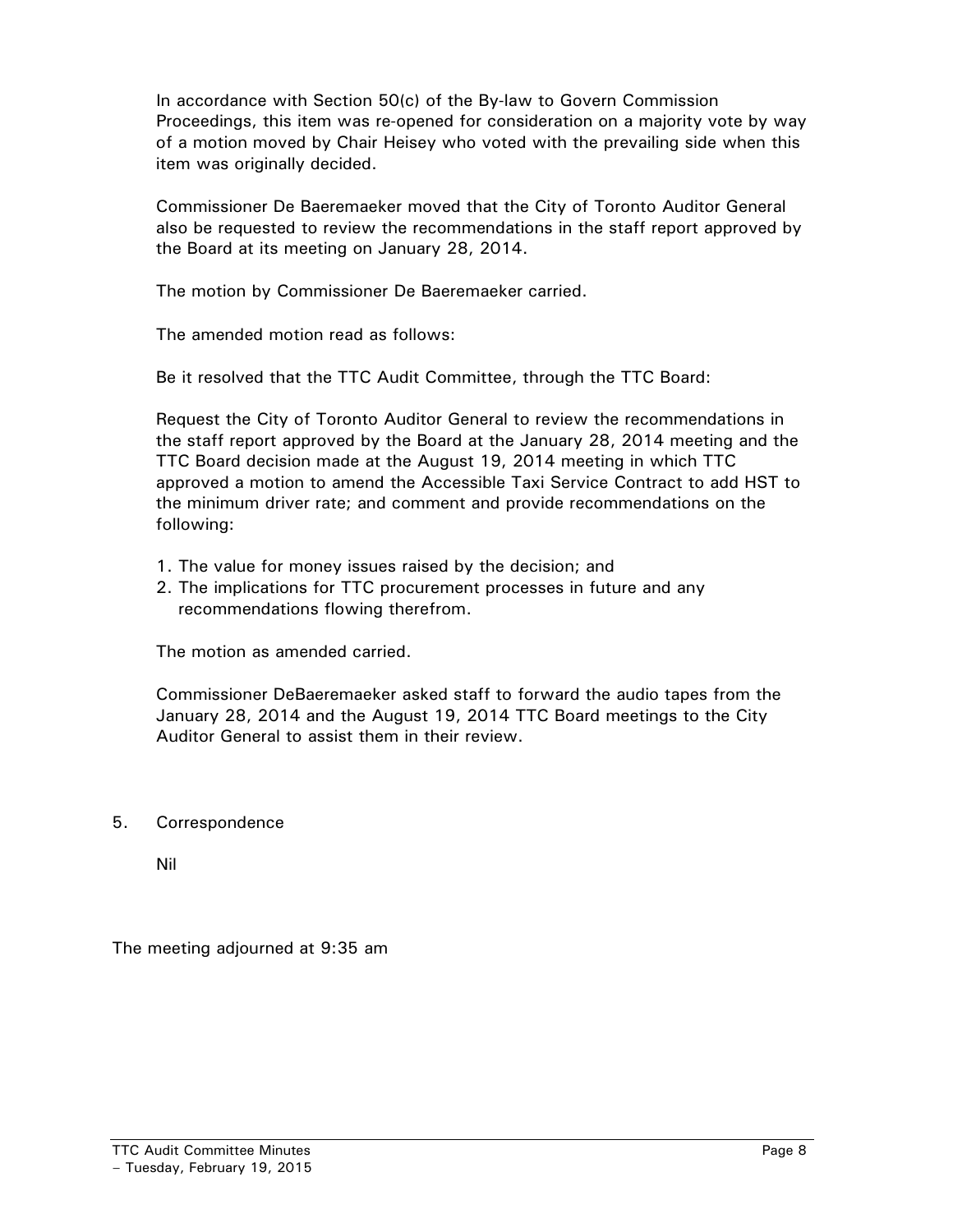In accordance with Section 50(c) of the By-law to Govern Commission Proceedings, this item was re-opened for consideration on a majority vote by way of a motion moved by Chair Heisey who voted with the prevailing side when this item was originally decided.

Commissioner De Baeremaeker moved that the City of Toronto Auditor General also be requested to review the recommendations in the staff report approved by the Board at its meeting on January 28, 2014.

The motion by Commissioner De Baeremaeker carried.

The amended motion read as follows:

Be it resolved that the TTC Audit Committee, through the TTC Board:

Request the City of Toronto Auditor General to review the recommendations in the staff report approved by the Board at the January 28, 2014 meeting and the TTC Board decision made at the August 19, 2014 meeting in which TTC approved a motion to amend the Accessible Taxi Service Contract to add HST to the minimum driver rate; and comment and provide recommendations on the following:

1. The value for money issues raised by the decision; and
2. The implications for TTC procurement processes in future and any recommendations flowing therefrom.

The motion as amended carried.

Commissioner DeBaeremaeker asked staff to forward the audio tapes from the January 28, 2014 and the August 19, 2014 TTC Board meetings to the City Auditor General to assist them in their review.

5. Correspondence

Nil

The meeting adjourned at 9:35 am